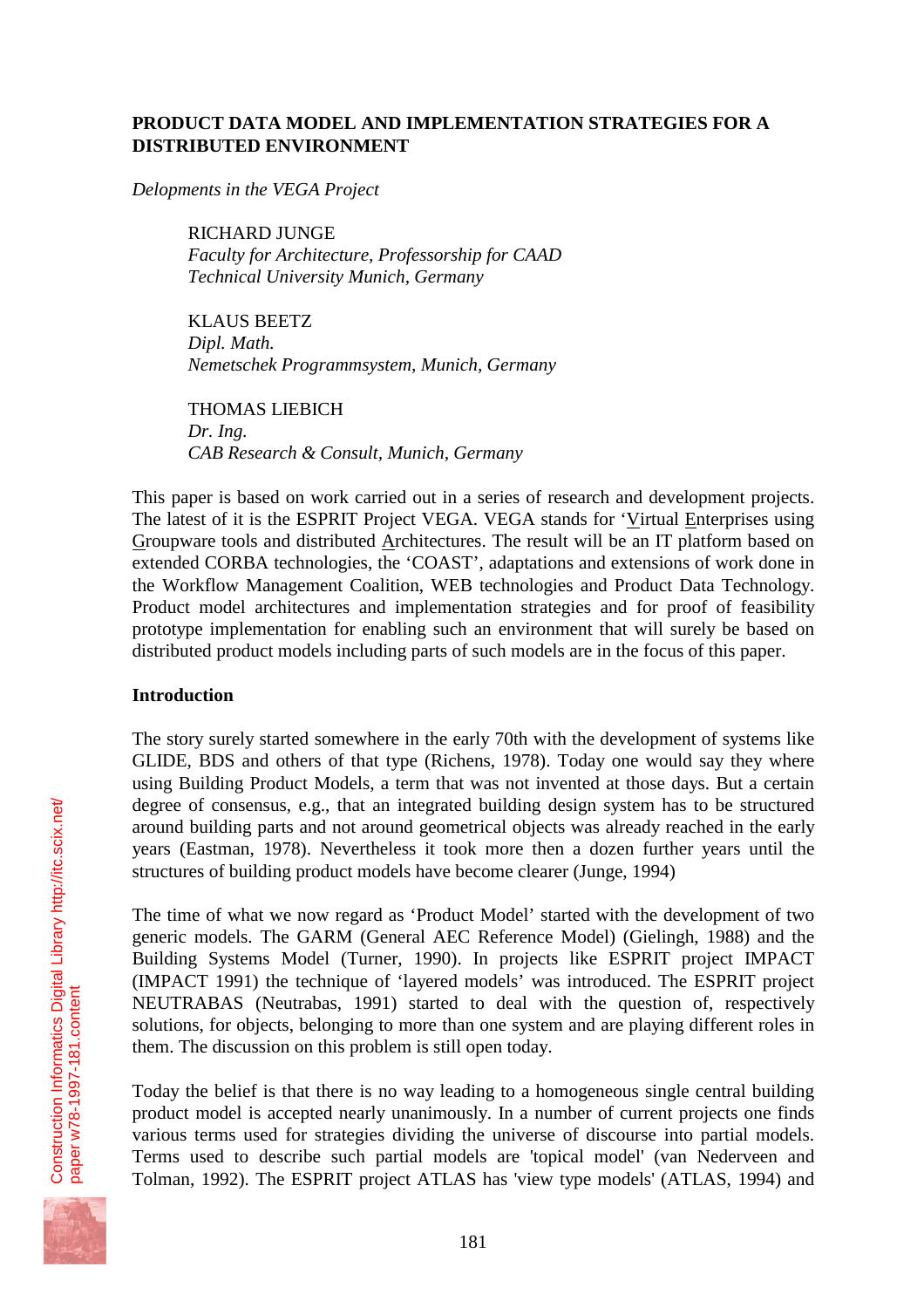# PRODUCT DATA MODEL AND IMPLEMENTATION STRATEGIES FOR A DISTRIBUTED ENVIRONMENT

*Delopments in the VEGA Project*

RICHARD JUNGE
*Faculty for Architecture, Professorship for CAAD*
*Technical University Munich, Germany*

KLAUS BEETZ
*Dipl. Math.*
*Nemetschek Programmsystem, Munich, Germany*

THOMAS LIEBICH
*Dr. Ing.*
*CAB Research & Consult, Munich, Germany*

This paper is based on work carried out in a series of research and development projects. The latest of it is the ESPRIT Project VEGA. VEGA stands for 'Virtual Enterprises using Groupware tools and distributed Architectures. The result will be an IT platform based on extended CORBA technologies, the 'COAST', adaptations and extensions of work done in the Workflow Management Coalition, WEB technologies and Product Data Technology. Product model architectures and implementation strategies and for proof of feasibility prototype implementation for enabling such an environment that will surely be based on distributed product models including parts of such models are in the focus of this paper.

## Introduction

The story surely started somewhere in the early 70th with the development of systems like GLIDE, BDS and others of that type (Richens, 1978). Today one would say they where using Building Product Models, a term that was not invented at those days. But a certain degree of consensus, e.g., that an integrated building design system has to be structured around building parts and not around geometrical objects was already reached in the early years (Eastman, 1978). Nevertheless it took more then a dozen further years until the structures of building product models have become clearer (Junge, 1994)

The time of what we now regard as 'Product Model' started with the development of two generic models. The GARM (General AEC Reference Model) (Gielingh, 1988) and the Building Systems Model (Turner, 1990). In projects like ESPRIT project IMPACT (IMPACT 1991) the technique of 'layered models' was introduced. The ESPRIT project NEUTRABAS (Neutrabas, 1991) started to deal with the question of, respectively solutions, for objects, belonging to more than one system and are playing different roles in them. The discussion on this problem is still open today.

Today the belief is that there is no way leading to a homogeneous single central building product model is accepted nearly unanimously. In a number of current projects one finds various terms used for strategies dividing the universe of discourse into partial models. Terms used to describe such partial models are 'topical model' (van Nederveen and Tolman, 1992). The ESPRIT project ATLAS has 'view type models' (ATLAS, 1994) and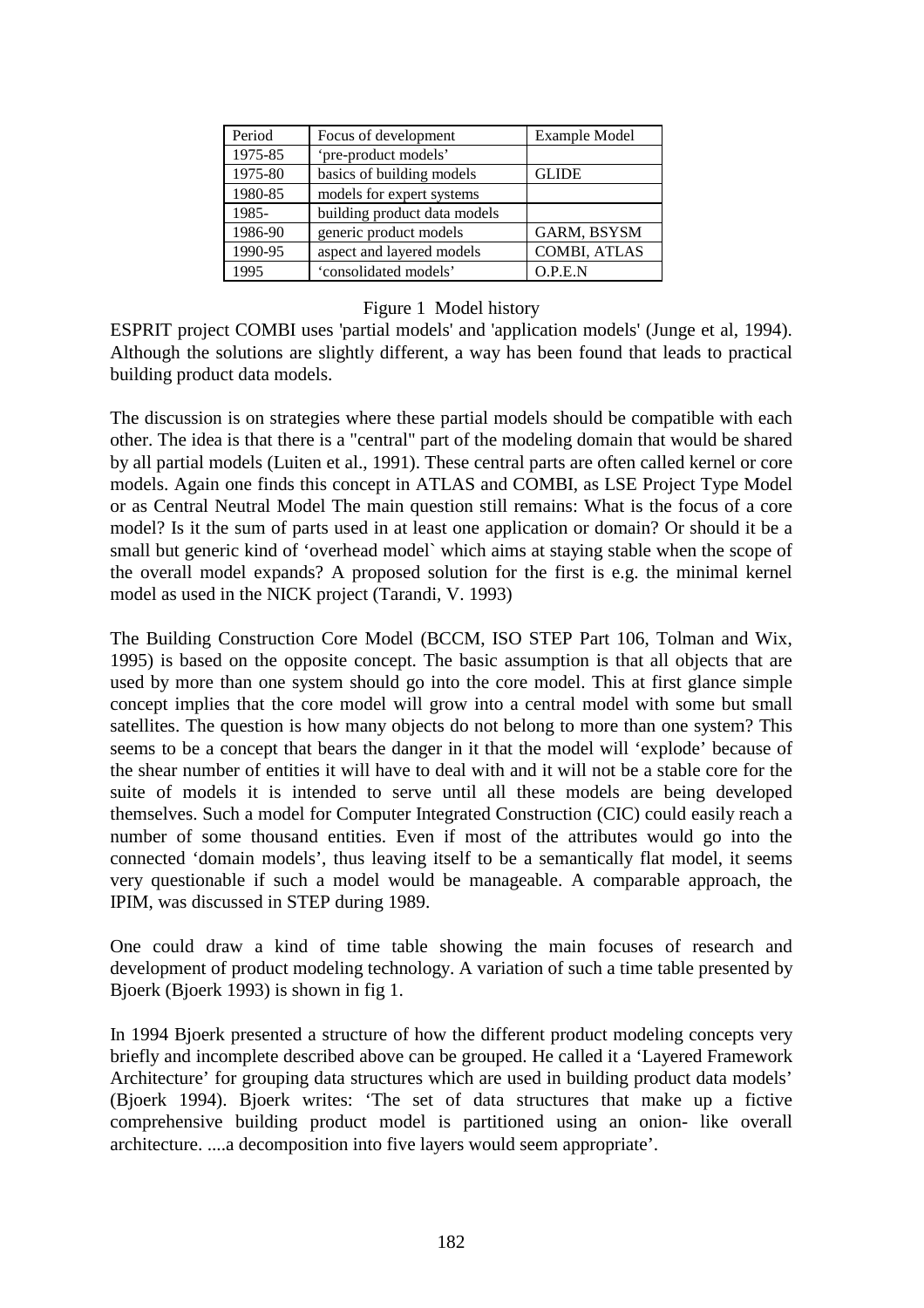| Period | Focus of development | Example Model |
|---|---|---|
| 1975-85 | 'pre-product models' | |
| 1975-80 | basics of building models | GLIDE |
| 1980-85 | models for expert systems | |
| 1985- | building product data models | |
| 1986-90 | generic product models | GARM, BSYSM |
| 1990-95 | aspect and layered models | COMBI, ATLAS |
| 1995 | 'consolidated models' | O.P.E.N |

Figure 1 Model history

ESPRIT project COMBI uses 'partial models' and 'application models' (Junge et al, 1994). Although the solutions are slightly different, a way has been found that leads to practical building product data models.

The discussion is on strategies where these partial models should be compatible with each other. The idea is that there is a "central" part of the modeling domain that would be shared by all partial models (Luiten et al., 1991). These central parts are often called kernel or core models. Again one finds this concept in ATLAS and COMBI, as LSE Project Type Model or as Central Neutral Model The main question still remains: What is the focus of a core model? Is it the sum of parts used in at least one application or domain? Or should it be a small but generic kind of 'overhead model` which aims at staying stable when the scope of the overall model expands? A proposed solution for the first is e.g. the minimal kernel model as used in the NICK project (Tarandi, V. 1993)

The Building Construction Core Model (BCCM, ISO STEP Part 106, Tolman and Wix, 1995) is based on the opposite concept. The basic assumption is that all objects that are used by more than one system should go into the core model. This at first glance simple concept implies that the core model will grow into a central model with some but small satellites. The question is how many objects do not belong to more than one system? This seems to be a concept that bears the danger in it that the model will 'explode' because of the shear number of entities it will have to deal with and it will not be a stable core for the suite of models it is intended to serve until all these models are being developed themselves. Such a model for Computer Integrated Construction (CIC) could easily reach a number of some thousand entities. Even if most of the attributes would go into the connected 'domain models', thus leaving itself to be a semantically flat model, it seems very questionable if such a model would be manageable. A comparable approach, the IPIM, was discussed in STEP during 1989.

One could draw a kind of time table showing the main focuses of research and development of product modeling technology. A variation of such a time table presented by Bjoerk (Bjoerk 1993) is shown in fig 1.

In 1994 Bjoerk presented a structure of how the different product modeling concepts very briefly and incomplete described above can be grouped. He called it a 'Layered Framework Architecture' for grouping data structures which are used in building product data models' (Bjoerk 1994). Bjoerk writes: 'The set of data structures that make up a fictive comprehensive building product model is partitioned using an onion- like overall architecture. ....a decomposition into five layers would seem appropriate'.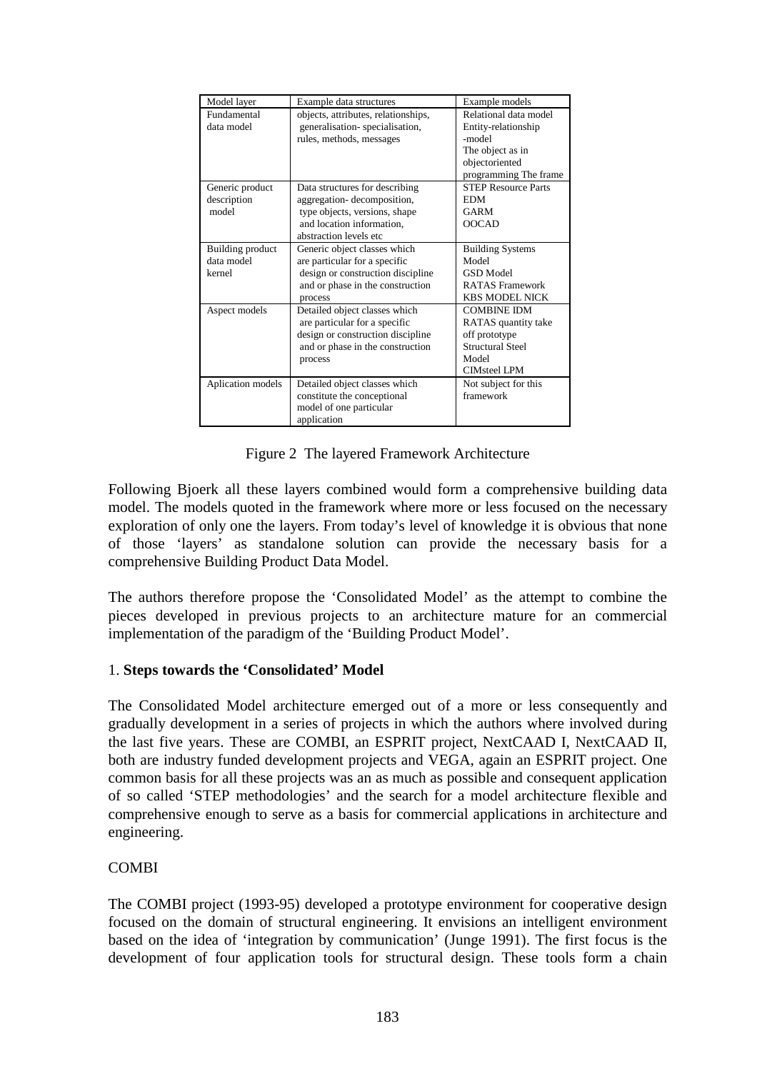| Model layer | Example data structures | Example models |
|---|---|---|
| Fundamental data model | objects, attributes, relationships, generalisation- specialisation, rules, methods, messages | Relational data model Entity-relationship -model The object as in objectoriented programming The frame |
| Generic product description model | Data structures for describing aggregation- decomposition, type objects, versions, shape and location information, abstraction levels etc | STEP Resource Parts EDM GARM OOCAD |
| Building product data model kernel | Generic object classes which are particular for a specific design or construction discipline and or phase in the construction process | Building Systems Model GSD Model RATAS Framework KBS MODEL NICK |
| Aspect models | Detailed object classes which are particular for a specific design or construction discipline and or phase in the construction process | COMBINE IDM RATAS quantity take off prototype Structural Steel Model CIMsteel LPM |
| Aplication models | Detailed object classes which constitute the conceptional model of one particular application | Not subject for this framework |

Figure 2 The layered Framework Architecture

Following Bjoerk all these layers combined would form a comprehensive building data model. The models quoted in the framework where more or less focused on the necessary exploration of only one the layers. From today's level of knowledge it is obvious that none of those 'layers' as standalone solution can provide the necessary basis for a comprehensive Building Product Data Model.

The authors therefore propose the 'Consolidated Model' as the attempt to combine the pieces developed in previous projects to an architecture mature for an commercial implementation of the paradigm of the 'Building Product Model'.

## 1. **Steps towards the 'Consolidated' Model**

The Consolidated Model architecture emerged out of a more or less consequently and gradually development in a series of projects in which the authors where involved during the last five years. These are COMBI, an ESPRIT project, NextCAAD I, NextCAAD II, both are industry funded development projects and VEGA, again an ESPRIT project. One common basis for all these projects was an as much as possible and consequent application of so called 'STEP methodologies' and the search for a model architecture flexible and comprehensive enough to serve as a basis for commercial applications in architecture and engineering.

### COMBI

The COMBI project (1993-95) developed a prototype environment for cooperative design focused on the domain of structural engineering. It envisions an intelligent environment based on the idea of 'integration by communication' (Junge 1991). The first focus is the development of four application tools for structural design. These tools form a chain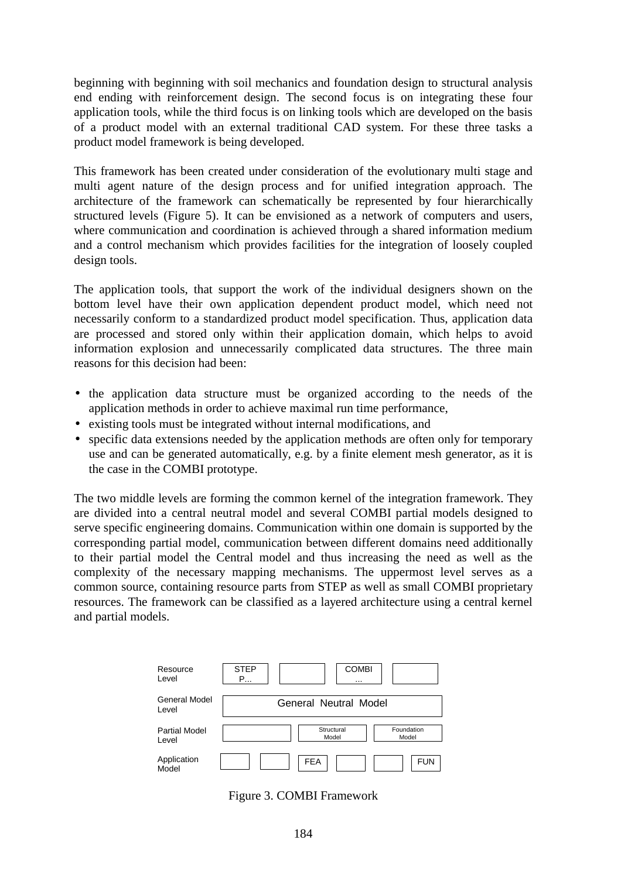beginning with beginning with soil mechanics and foundation design to structural analysis end ending with reinforcement design. The second focus is on integrating these four application tools, while the third focus is on linking tools which are developed on the basis of a product model with an external traditional CAD system. For these three tasks a product model framework is being developed.

This framework has been created under consideration of the evolutionary multi stage and multi agent nature of the design process and for unified integration approach. The architecture of the framework can schematically be represented by four hierarchically structured levels (Figure 5). It can be envisioned as a network of computers and users, where communication and coordination is achieved through a shared information medium and a control mechanism which provides facilities for the integration of loosely coupled design tools.

The application tools, that support the work of the individual designers shown on the bottom level have their own application dependent product model, which need not necessarily conform to a standardized product model specification. Thus, application data are processed and stored only within their application domain, which helps to avoid information explosion and unnecessarily complicated data structures. The three main reasons for this decision had been:

- the application data structure must be organized according to the needs of the application methods in order to achieve maximal run time performance,
- existing tools must be integrated without internal modifications, and
- specific data extensions needed by the application methods are often only for temporary use and can be generated automatically, e.g. by a finite element mesh generator, as it is the case in the COMBI prototype.

The two middle levels are forming the common kernel of the integration framework. They are divided into a central neutral model and several COMBI partial models designed to serve specific engineering domains. Communication within one domain is supported by the corresponding partial model, communication between different domains need additionally to their partial model the Central model and thus increasing the need as well as the complexity of the necessary mapping mechanisms. The uppermost level serves as a common source, containing resource parts from STEP as well as small COMBI proprietary resources. The framework can be classified as a layered architecture using a central kernel and partial models.

Resource Level
STEP P...
COMBI ...
General Model Level
General Neutral Model
Partial Model Level
Structural Model
Foundation Model
Application Model
FEA
FUN

Figure 3. COMBI Framework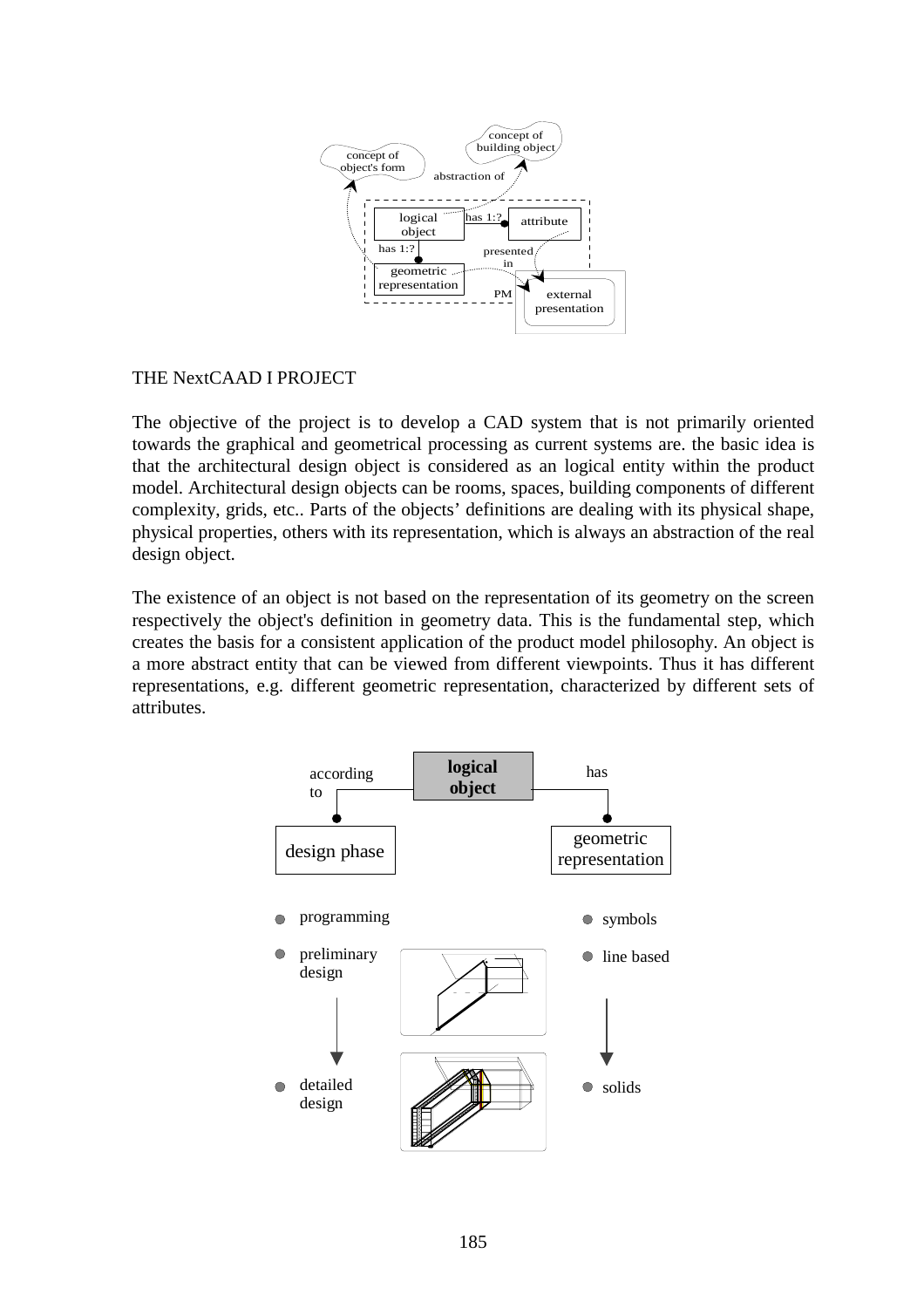## THE NextCAAD I PROJECT

The objective of the project is to develop a CAD system that is not primarily oriented towards the graphical and geometrical processing as current systems are. the basic idea is that the architectural design object is considered as an logical entity within the product model. Architectural design objects can be rooms, spaces, building components of different complexity, grids, etc.. Parts of the objects' definitions are dealing with its physical shape, physical properties, others with its representation, which is always an abstraction of the real design object.

The existence of an object is not based on the representation of its geometry on the screen respectively the object's definition in geometry data. This is the fundamental step, which creates the basis for a consistent application of the product model philosophy. An object is a more abstract entity that can be viewed from different viewpoints. Thus it has different representations, e.g. different geometric representation, characterized by different sets of attributes.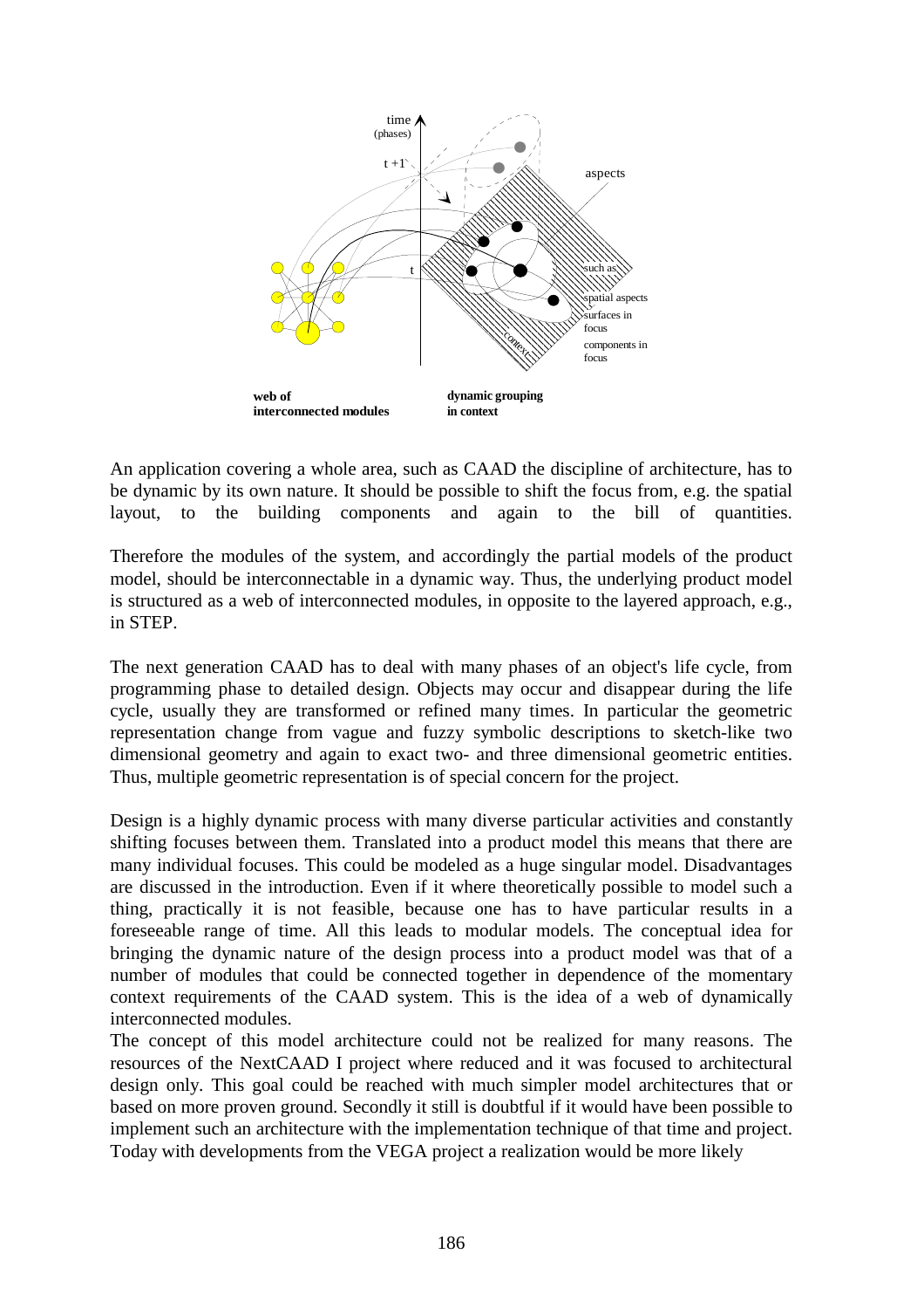time
(phases)

t +1

aspects

t

such as

spatial aspects

surfaces in focus

components in focus

context

**web of interconnected modules**

**dynamic grouping in context**

An application covering a whole area, such as CAAD the discipline of architecture, has to be dynamic by its own nature. It should be possible to shift the focus from, e.g. the spatial layout, to the building components and again to the bill of quantities.

Therefore the modules of the system, and accordingly the partial models of the product model, should be interconnectable in a dynamic way. Thus, the underlying product model is structured as a web of interconnected modules, in opposite to the layered approach, e.g., in STEP.

The next generation CAAD has to deal with many phases of an object's life cycle, from programming phase to detailed design. Objects may occur and disappear during the life cycle, usually they are transformed or refined many times. In particular the geometric representation change from vague and fuzzy symbolic descriptions to sketch-like two dimensional geometry and again to exact two- and three dimensional geometric entities. Thus, multiple geometric representation is of special concern for the project.

Design is a highly dynamic process with many diverse particular activities and constantly shifting focuses between them. Translated into a product model this means that there are many individual focuses. This could be modeled as a huge singular model. Disadvantages are discussed in the introduction. Even if it where theoretically possible to model such a thing, practically it is not feasible, because one has to have particular results in a foreseeable range of time. All this leads to modular models. The conceptual idea for bringing the dynamic nature of the design process into a product model was that of a number of modules that could be connected together in dependence of the momentary context requirements of the CAAD system. This is the idea of a web of dynamically interconnected modules.
The concept of this model architecture could not be realized for many reasons. The resources of the NextCAAD I project where reduced and it was focused to architectural design only. This goal could be reached with much simpler model architectures that or based on more proven ground. Secondly it still is doubtful if it would have been possible to implement such an architecture with the implementation technique of that time and project. Today with developments from the VEGA project a realization would be more likely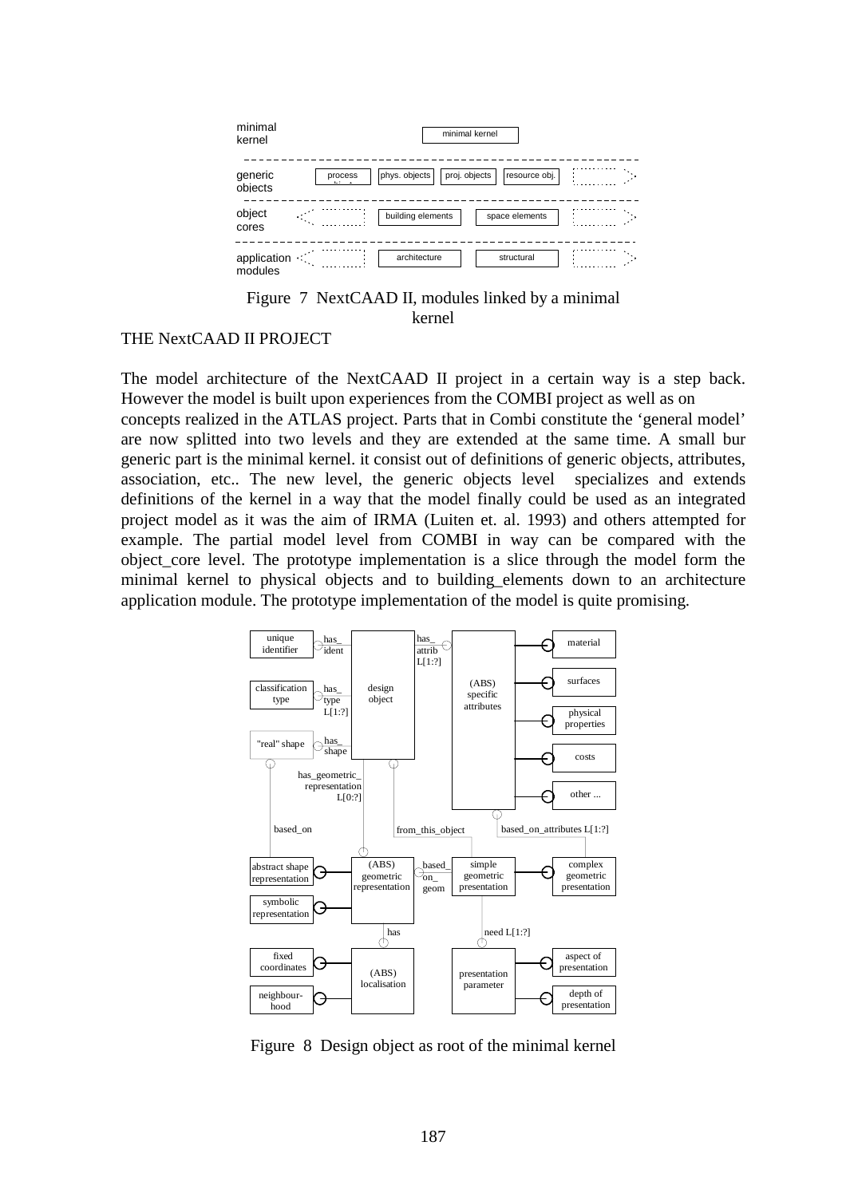Figure 7 NextCAAD II, modules linked by a minimal kernel

THE NextCAAD II PROJECT

The model architecture of the NextCAAD II project in a certain way is a step back. However the model is built upon experiences from the COMBI project as well as on concepts realized in the ATLAS project. Parts that in Combi constitute the ‘general model’ are now splitted into two levels and they are extended at the same time. A small bur generic part is the minimal kernel. it consist out of definitions of generic objects, attributes, association, etc.. The new level, the generic objects level specializes and extends definitions of the kernel in a way that the model finally could be used as an integrated project model as it was the aim of IRMA (Luiten et. al. 1993) and others attempted for example. The partial model level from COMBI in way can be compared with the object_core level. The prototype implementation is a slice through the model form the minimal kernel to physical objects and to building_elements down to an architecture application module. The prototype implementation of the model is quite promising.

Figure 8 Design object as root of the minimal kernel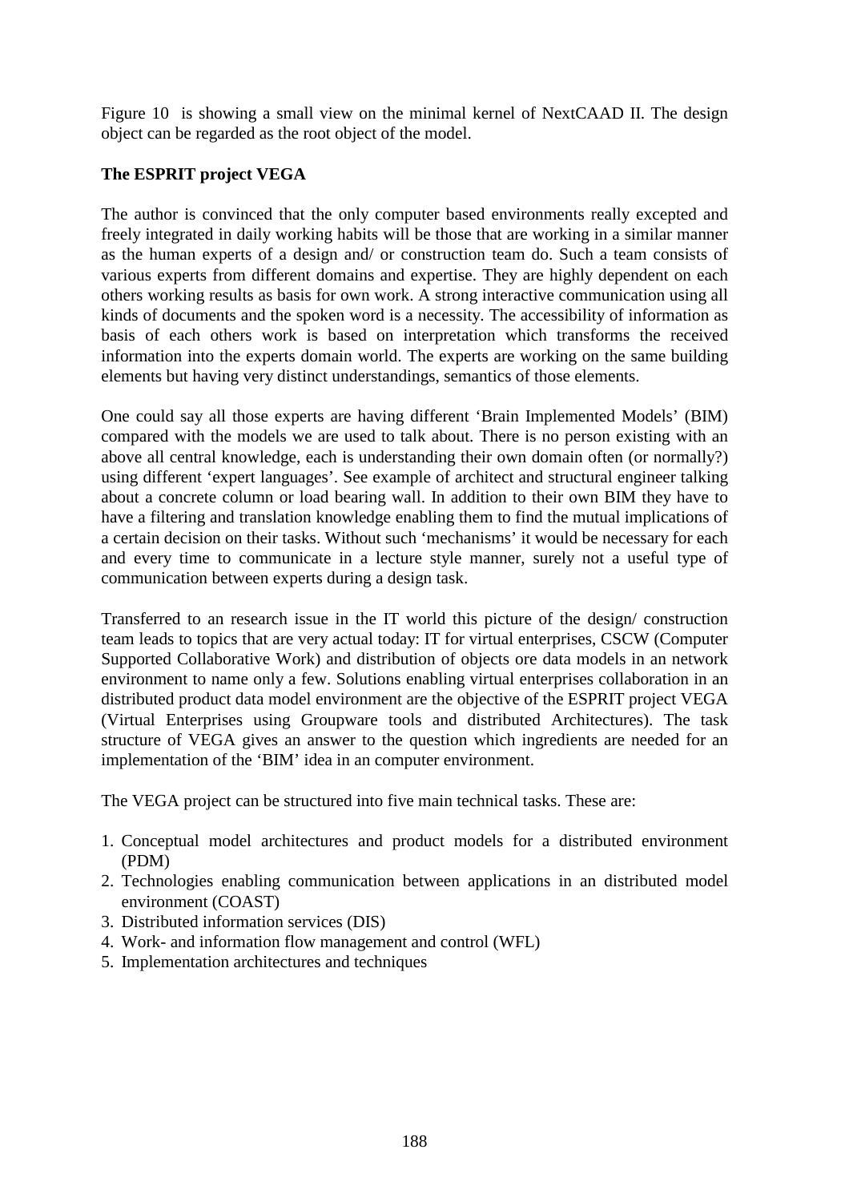Figure 10 is showing a small view on the minimal kernel of NextCAAD II. The design object can be regarded as the root object of the model.

**The ESPRIT project VEGA**

The author is convinced that the only computer based environments really excepted and freely integrated in daily working habits will be those that are working in a similar manner as the human experts of a design and/ or construction team do. Such a team consists of various experts from different domains and expertise. They are highly dependent on each others working results as basis for own work. A strong interactive communication using all kinds of documents and the spoken word is a necessity. The accessibility of information as basis of each others work is based on interpretation which transforms the received information into the experts domain world. The experts are working on the same building elements but having very distinct understandings, semantics of those elements.

One could say all those experts are having different 'Brain Implemented Models' (BIM) compared with the models we are used to talk about. There is no person existing with an above all central knowledge, each is understanding their own domain often (or normally?) using different 'expert languages'. See example of architect and structural engineer talking about a concrete column or load bearing wall. In addition to their own BIM they have to have a filtering and translation knowledge enabling them to find the mutual implications of a certain decision on their tasks. Without such 'mechanisms' it would be necessary for each and every time to communicate in a lecture style manner, surely not a useful type of communication between experts during a design task.

Transferred to an research issue in the IT world this picture of the design/ construction team leads to topics that are very actual today: IT for virtual enterprises, CSCW (Computer Supported Collaborative Work) and distribution of objects ore data models in an network environment to name only a few. Solutions enabling virtual enterprises collaboration in an distributed product data model environment are the objective of the ESPRIT project VEGA (Virtual Enterprises using Groupware tools and distributed Architectures). The task structure of VEGA gives an answer to the question which ingredients are needed for an implementation of the 'BIM' idea in an computer environment.

The VEGA project can be structured into five main technical tasks. These are:

1. Conceptual model architectures and product models for a distributed environment (PDM)
2. Technologies enabling communication between applications in an distributed model environment (COAST)
3. Distributed information services (DIS)
4. Work- and information flow management and control (WFL)
5. Implementation architectures and techniques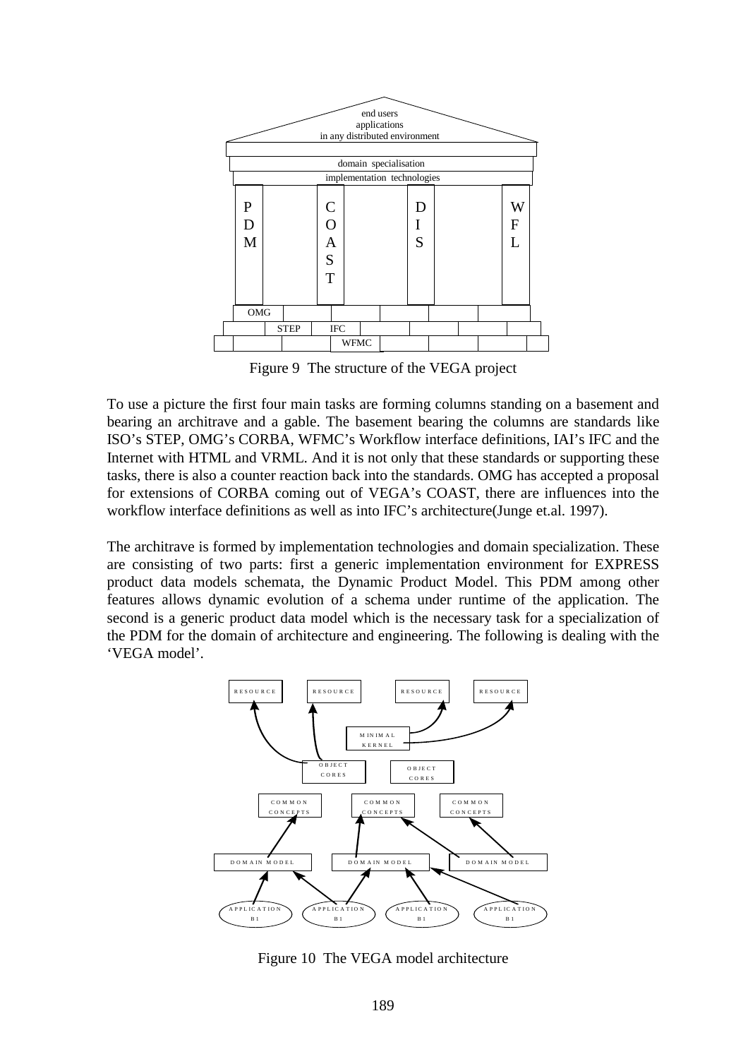Figure 9 The structure of the VEGA project

To use a picture the first four main tasks are forming columns standing on a basement and bearing an architrave and a gable. The basement bearing the columns are standards like ISO's STEP, OMG's CORBA, WFMC's Workflow interface definitions, IAI's IFC and the Internet with HTML and VRML. And it is not only that these standards or supporting these tasks, there is also a counter reaction back into the standards. OMG has accepted a proposal for extensions of CORBA coming out of VEGA's COAST, there are influences into the workflow interface definitions as well as into IFC's architecture(Junge et.al. 1997).

The architrave is formed by implementation technologies and domain specialization. These are consisting of two parts: first a generic implementation environment for EXPRESS product data models schemata, the Dynamic Product Model. This PDM among other features allows dynamic evolution of a schema under runtime of the application. The second is a generic product data model which is the necessary task for a specialization of the PDM for the domain of architecture and engineering. The following is dealing with the 'VEGA model'.

Figure 10 The VEGA model architecture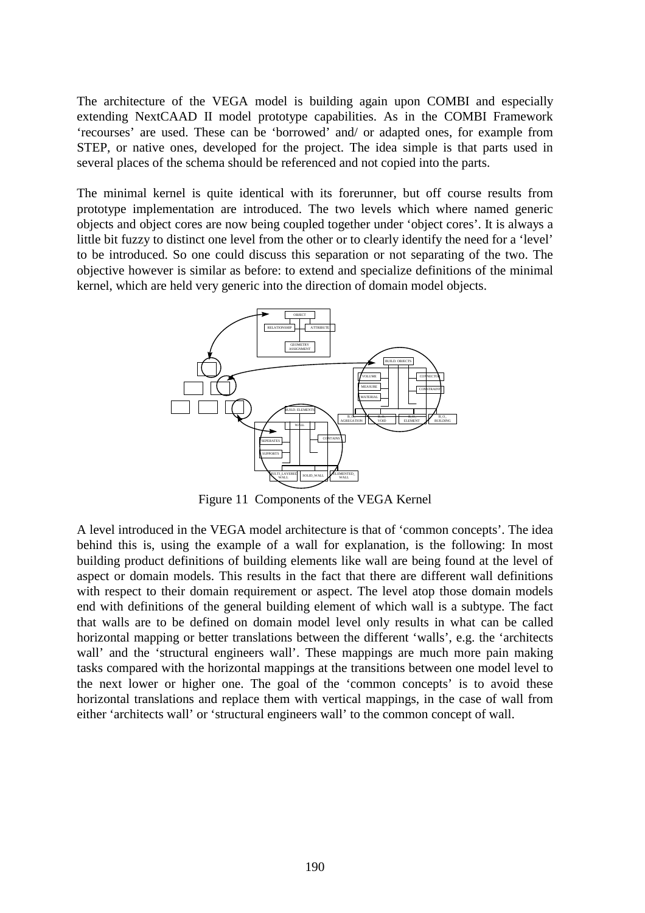The architecture of the VEGA model is building again upon COMBI and especially extending NextCAAD II model prototype capabilities. As in the COMBI Framework 'recourses' are used. These can be 'borrowed' and/ or adapted ones, for example from STEP, or native ones, developed for the project. The idea simple is that parts used in several places of the schema should be referenced and not copied into the parts.

The minimal kernel is quite identical with its forerunner, but off course results from prototype implementation are introduced. The two levels which where named generic objects and object cores are now being coupled together under 'object cores'. It is always a little bit fuzzy to distinct one level from the other or to clearly identify the need for a 'level' to be introduced. So one could discuss this separation or not separating of the two. The objective however is similar as before: to extend and specialize definitions of the minimal kernel, which are held very generic into the direction of domain model objects.

Figure 11 Components of the VEGA Kernel

A level introduced in the VEGA model architecture is that of 'common concepts'. The idea behind this is, using the example of a wall for explanation, is the following: In most building product definitions of building elements like wall are being found at the level of aspect or domain models. This results in the fact that there are different wall definitions with respect to their domain requirement or aspect. The level atop those domain models end with definitions of the general building element of which wall is a subtype. The fact that walls are to be defined on domain model level only results in what can be called horizontal mapping or better translations between the different 'walls', e.g. the 'architects wall' and the 'structural engineers wall'. These mappings are much more pain making tasks compared with the horizontal mappings at the transitions between one model level to the next lower or higher one. The goal of the 'common concepts' is to avoid these horizontal translations and replace them with vertical mappings, in the case of wall from either 'architects wall' or 'structural engineers wall' to the common concept of wall.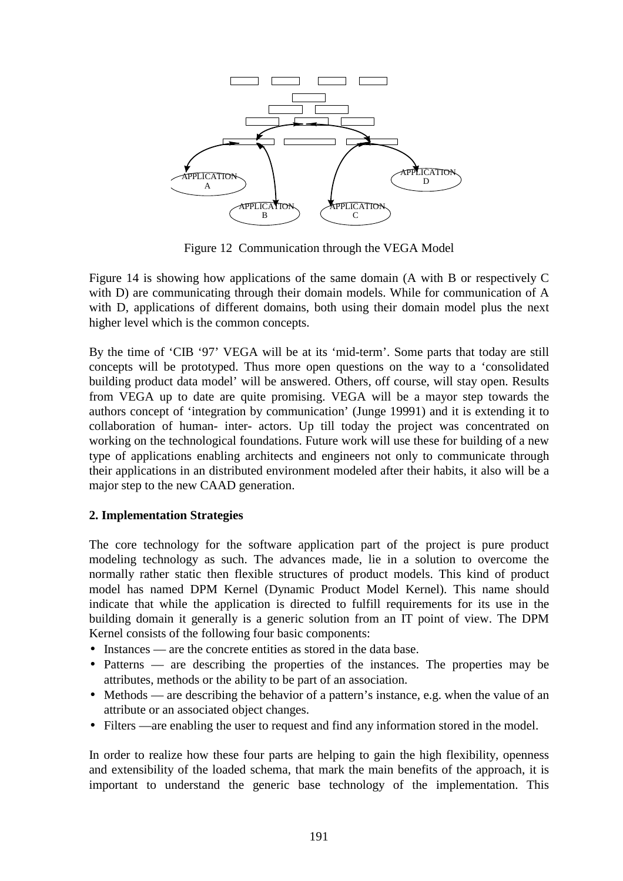APPLICATION A

APPLICATION B

APPLICATION C

APPLICATION D

Figure 12 Communication through the VEGA Model

Figure 14 is showing how applications of the same domain (A with B or respectively C with D) are communicating through their domain models. While for communication of A with D, applications of different domains, both using their domain model plus the next higher level which is the common concepts.

By the time of 'CIB '97' VEGA will be at its 'mid-term'. Some parts that today are still concepts will be prototyped. Thus more open questions on the way to a 'consolidated building product data model' will be answered. Others, off course, will stay open. Results from VEGA up to date are quite promising. VEGA will be a mayor step towards the authors concept of 'integration by communication' (Junge 19991) and it is extending it to collaboration of human- inter- actors. Up till today the project was concentrated on working on the technological foundations. Future work will use these for building of a new type of applications enabling architects and engineers not only to communicate through their applications in an distributed environment modeled after their habits, it also will be a major step to the new CAAD generation.

**2. Implementation Strategies**

The core technology for the software application part of the project is pure product modeling technology as such. The advances made, lie in a solution to overcome the normally rather static then flexible structures of product models. This kind of product model has named DPM Kernel (Dynamic Product Model Kernel). This name should indicate that while the application is directed to fulfill requirements for its use in the building domain it generally is a generic solution from an IT point of view. The DPM Kernel consists of the following four basic components:

- Instances — are the concrete entities as stored in the data base.
- Patterns — are describing the properties of the instances. The properties may be attributes, methods or the ability to be part of an association.
- Methods — are describing the behavior of a pattern's instance, e.g. when the value of an attribute or an associated object changes.
- Filters —are enabling the user to request and find any information stored in the model.

In order to realize how these four parts are helping to gain the high flexibility, openness and extensibility of the loaded schema, that mark the main benefits of the approach, it is important to understand the generic base technology of the implementation. This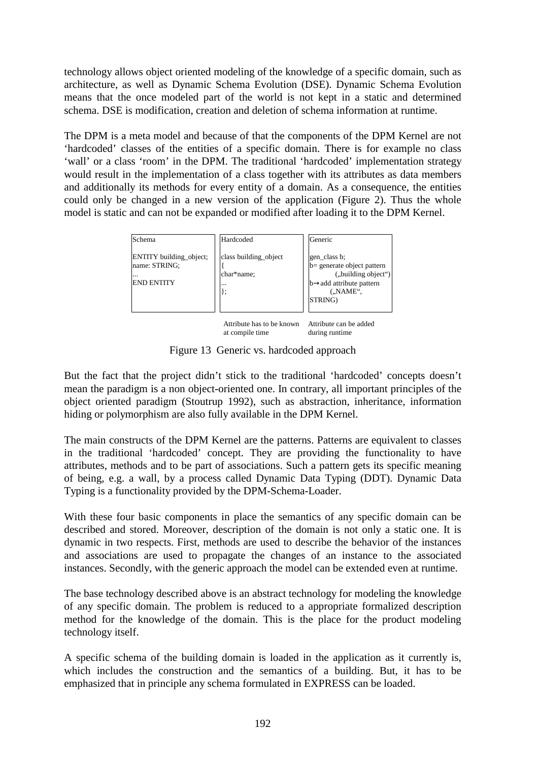technology allows object oriented modeling of the knowledge of a specific domain, such as architecture, as well as Dynamic Schema Evolution (DSE). Dynamic Schema Evolution means that the once modeled part of the world is not kept in a static and determined schema. DSE is modification, creation and deletion of schema information at runtime.

The DPM is a meta model and because of that the components of the DPM Kernel are not 'hardcoded' classes of the entities of a specific domain. There is for example no class 'wall' or a class 'room' in the DPM. The traditional 'hardcoded' implementation strategy would result in the implementation of a class together with its attributes as data members and additionally its methods for every entity of a domain. As a consequence, the entities could only be changed in a new version of the application (Figure 2). Thus the whole model is static and can not be expanded or modified after loading it to the DPM Kernel.

| Schema | Hardcoded | Generic |
|---|---|---|
| ENTITY building_object;<br>name: STRING;<br>...<br>END ENTITY | class building_object<br>{<br>char*name;<br>...<br>}; | gen_class b;<br>b= generate object pattern („building object")<br>b→add attribute pattern („NAME", STRING) |
| | Attribute has to be known at compile time | Attribute can be added during runtime |

Figure 13 Generic vs. hardcoded approach

But the fact that the project didn't stick to the traditional 'hardcoded' concepts doesn't mean the paradigm is a non object-oriented one. In contrary, all important principles of the object oriented paradigm (Stoutrup 1992), such as abstraction, inheritance, information hiding or polymorphism are also fully available in the DPM Kernel.

The main constructs of the DPM Kernel are the patterns. Patterns are equivalent to classes in the traditional 'hardcoded' concept. They are providing the functionality to have attributes, methods and to be part of associations. Such a pattern gets its specific meaning of being, e.g. a wall, by a process called Dynamic Data Typing (DDT). Dynamic Data Typing is a functionality provided by the DPM-Schema-Loader.

With these four basic components in place the semantics of any specific domain can be described and stored. Moreover, description of the domain is not only a static one. It is dynamic in two respects. First, methods are used to describe the behavior of the instances and associations are used to propagate the changes of an instance to the associated instances. Secondly, with the generic approach the model can be extended even at runtime.

The base technology described above is an abstract technology for modeling the knowledge of any specific domain. The problem is reduced to a appropriate formalized description method for the knowledge of the domain. This is the place for the product modeling technology itself.

A specific schema of the building domain is loaded in the application as it currently is, which includes the construction and the semantics of a building. But, it has to be emphasized that in principle any schema formulated in EXPRESS can be loaded.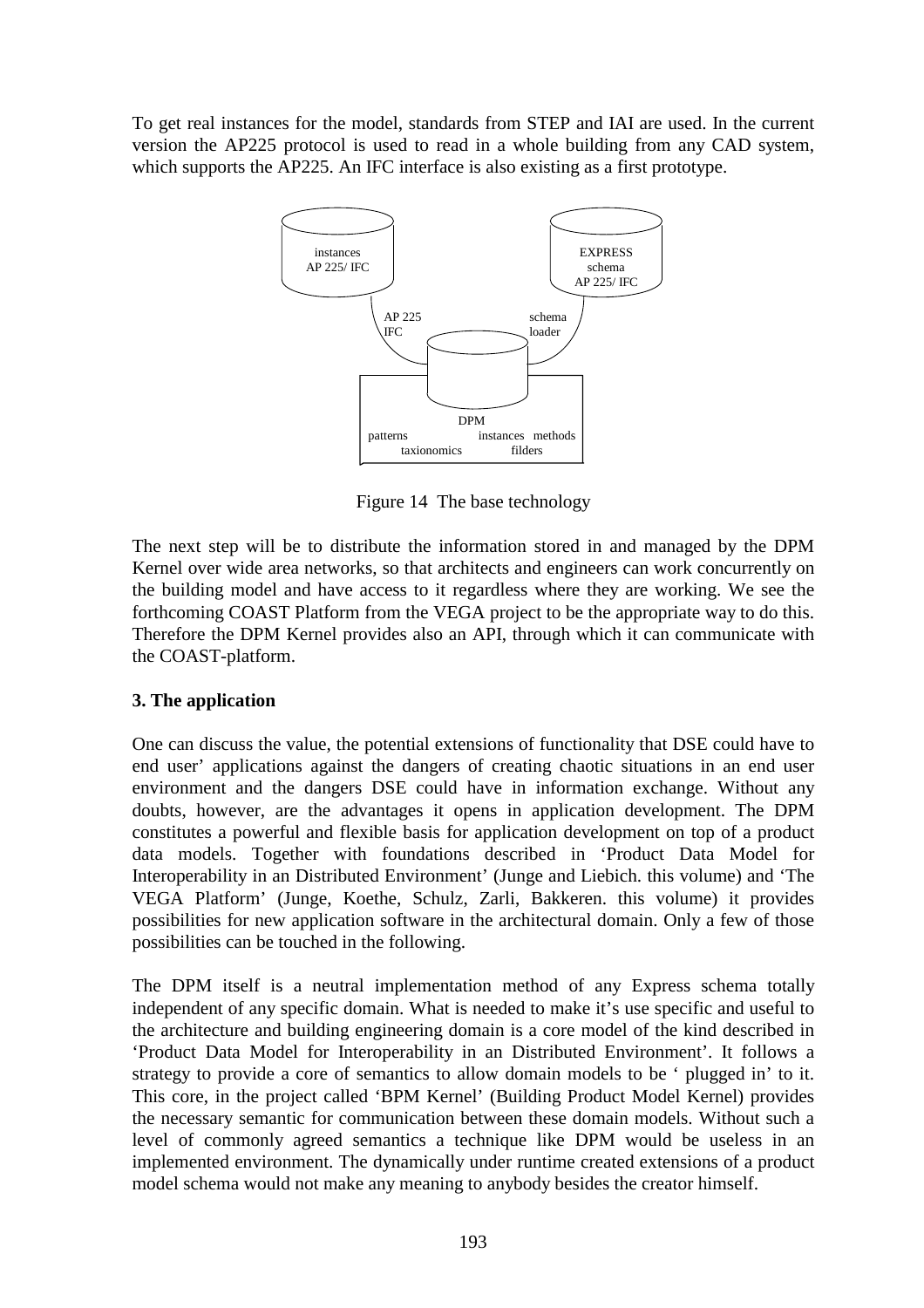To get real instances for the model, standards from STEP and IAI are used. In the current version the AP225 protocol is used to read in a whole building from any CAD system, which supports the AP225. An IFC interface is also existing as a first prototype.

Figure 14  The base technology

The next step will be to distribute the information stored in and managed by the DPM Kernel over wide area networks, so that architects and engineers can work concurrently on the building model and have access to it regardless where they are working. We see the forthcoming COAST Platform from the VEGA project to be the appropriate way to do this. Therefore the DPM Kernel provides also an API, through which it can communicate with the COAST-platform.

## 3. The application

One can discuss the value, the potential extensions of functionality that DSE could have to end user' applications against the dangers of creating chaotic situations in an end user environment and the dangers DSE could have in information exchange. Without any doubts, however, are the advantages it opens in application development. The DPM constitutes a powerful and flexible basis for application development on top of a product data models. Together with foundations described in 'Product Data Model for Interoperability in an Distributed Environment' (Junge and Liebich. this volume) and 'The VEGA Platform' (Junge, Koethe, Schulz, Zarli, Bakkeren. this volume) it provides possibilities for new application software in the architectural domain. Only a few of those possibilities can be touched in the following.

The DPM itself is a neutral implementation method of any Express schema totally independent of any specific domain. What is needed to make it's use specific and useful to the architecture and building engineering domain is a core model of the kind described in 'Product Data Model for Interoperability in an Distributed Environment'. It follows a strategy to provide a core of semantics to allow domain models to be ' plugged in' to it. This core, in the project called 'BPM Kernel' (Building Product Model Kernel) provides the necessary semantic for communication between these domain models. Without such a level of commonly agreed semantics a technique like DPM would be useless in an implemented environment. The dynamically under runtime created extensions of a product model schema would not make any meaning to anybody besides the creator himself.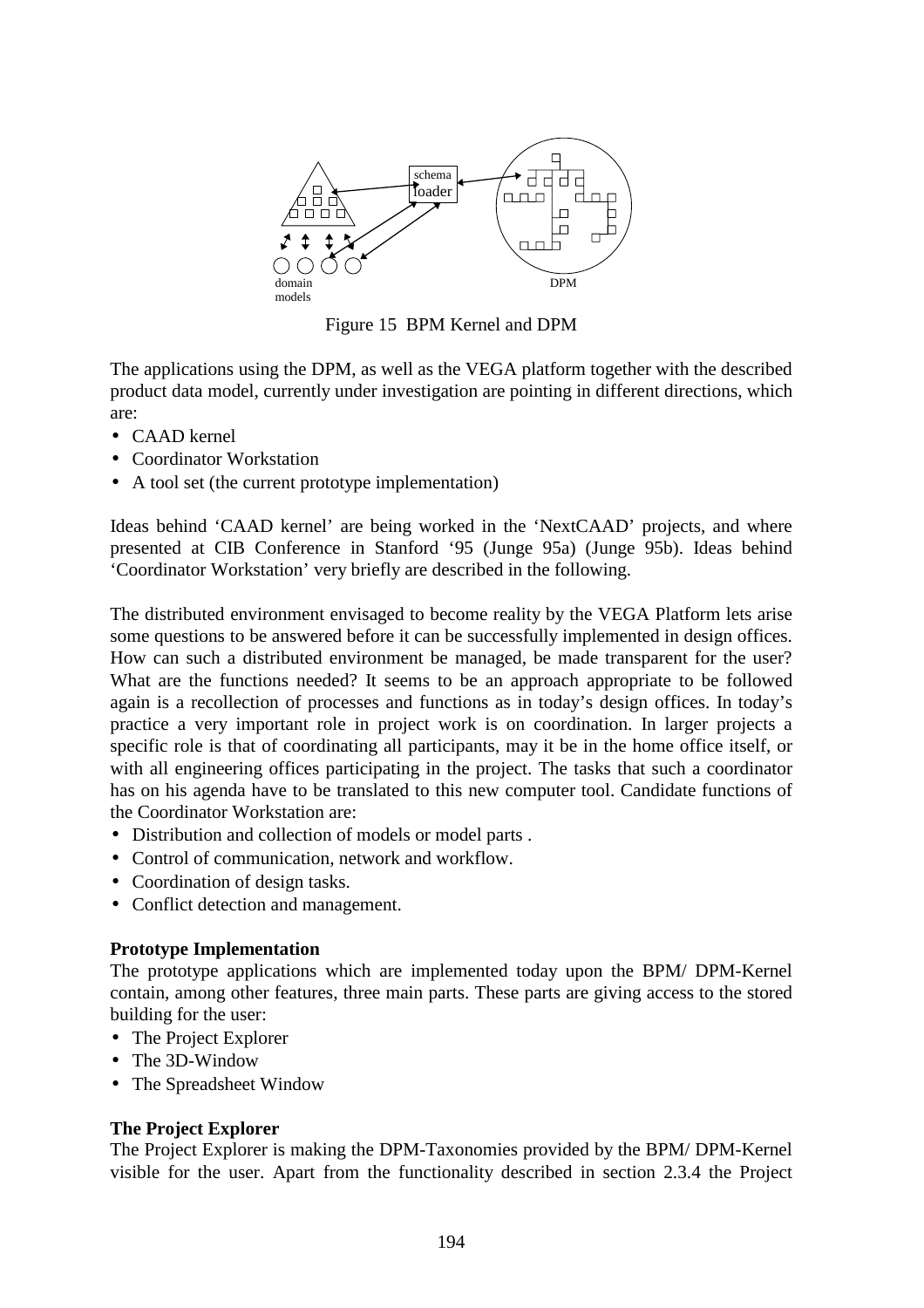Figure 15 BPM Kernel and DPM

The applications using the DPM, as well as the VEGA platform together with the described product data model, currently under investigation are pointing in different directions, which are:

- CAAD kernel
- Coordinator Workstation
- A tool set (the current prototype implementation)

Ideas behind 'CAAD kernel' are being worked in the 'NextCAAD' projects, and where presented at CIB Conference in Stanford '95 (Junge 95a) (Junge 95b). Ideas behind 'Coordinator Workstation' very briefly are described in the following.

The distributed environment envisaged to become reality by the VEGA Platform lets arise some questions to be answered before it can be successfully implemented in design offices. How can such a distributed environment be managed, be made transparent for the user? What are the functions needed? It seems to be an approach appropriate to be followed again is a recollection of processes and functions as in today's design offices. In today's practice a very important role in project work is on coordination. In larger projects a specific role is that of coordinating all participants, may it be in the home office itself, or with all engineering offices participating in the project. The tasks that such a coordinator has on his agenda have to be translated to this new computer tool. Candidate functions of the Coordinator Workstation are:

- Distribution and collection of models or model parts .
- Control of communication, network and workflow.
- Coordination of design tasks.
- Conflict detection and management.

**Prototype Implementation**

The prototype applications which are implemented today upon the BPM/ DPM-Kernel contain, among other features, three main parts. These parts are giving access to the stored building for the user:

- The Project Explorer
- The 3D-Window
- The Spreadsheet Window

**The Project Explorer**

The Project Explorer is making the DPM-Taxonomies provided by the BPM/ DPM-Kernel visible for the user. Apart from the functionality described in section 2.3.4 the Project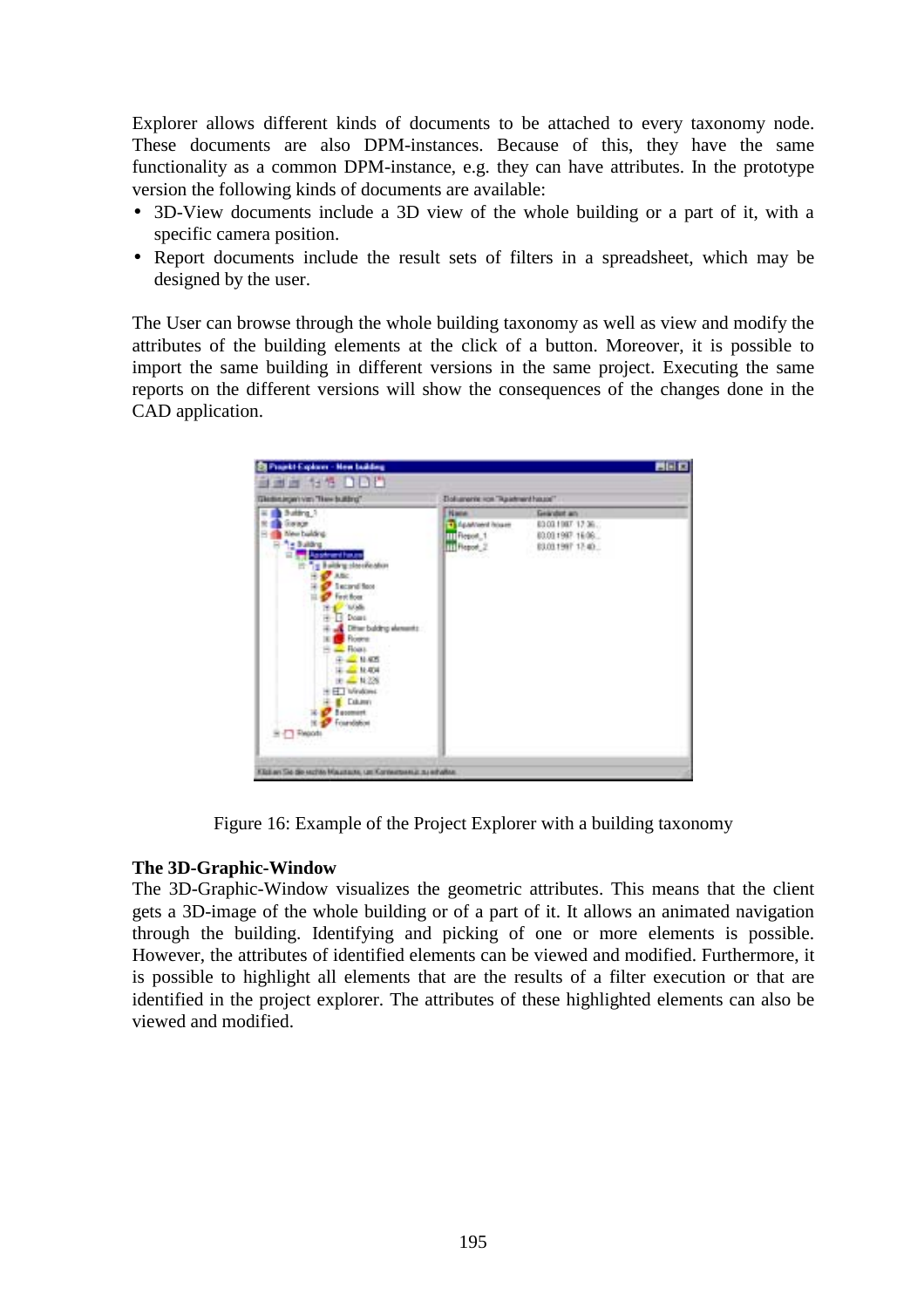Explorer allows different kinds of documents to be attached to every taxonomy node. These documents are also DPM-instances. Because of this, they have the same functionality as a common DPM-instance, e.g. they can have attributes. In the prototype version the following kinds of documents are available:

- 3D-View documents include a 3D view of the whole building or a part of it, with a specific camera position.
- Report documents include the result sets of filters in a spreadsheet, which may be designed by the user.

The User can browse through the whole building taxonomy as well as view and modify the attributes of the building elements at the click of a button. Moreover, it is possible to import the same building in different versions in the same project. Executing the same reports on the different versions will show the consequences of the changes done in the CAD application.

Figure 16: Example of the Project Explorer with a building taxonomy

**The 3D-Graphic-Window**

The 3D-Graphic-Window visualizes the geometric attributes. This means that the client gets a 3D-image of the whole building or of a part of it. It allows an animated navigation through the building. Identifying and picking of one or more elements is possible. However, the attributes of identified elements can be viewed and modified. Furthermore, it is possible to highlight all elements that are the results of a filter execution or that are identified in the project explorer. The attributes of these highlighted elements can also be viewed and modified.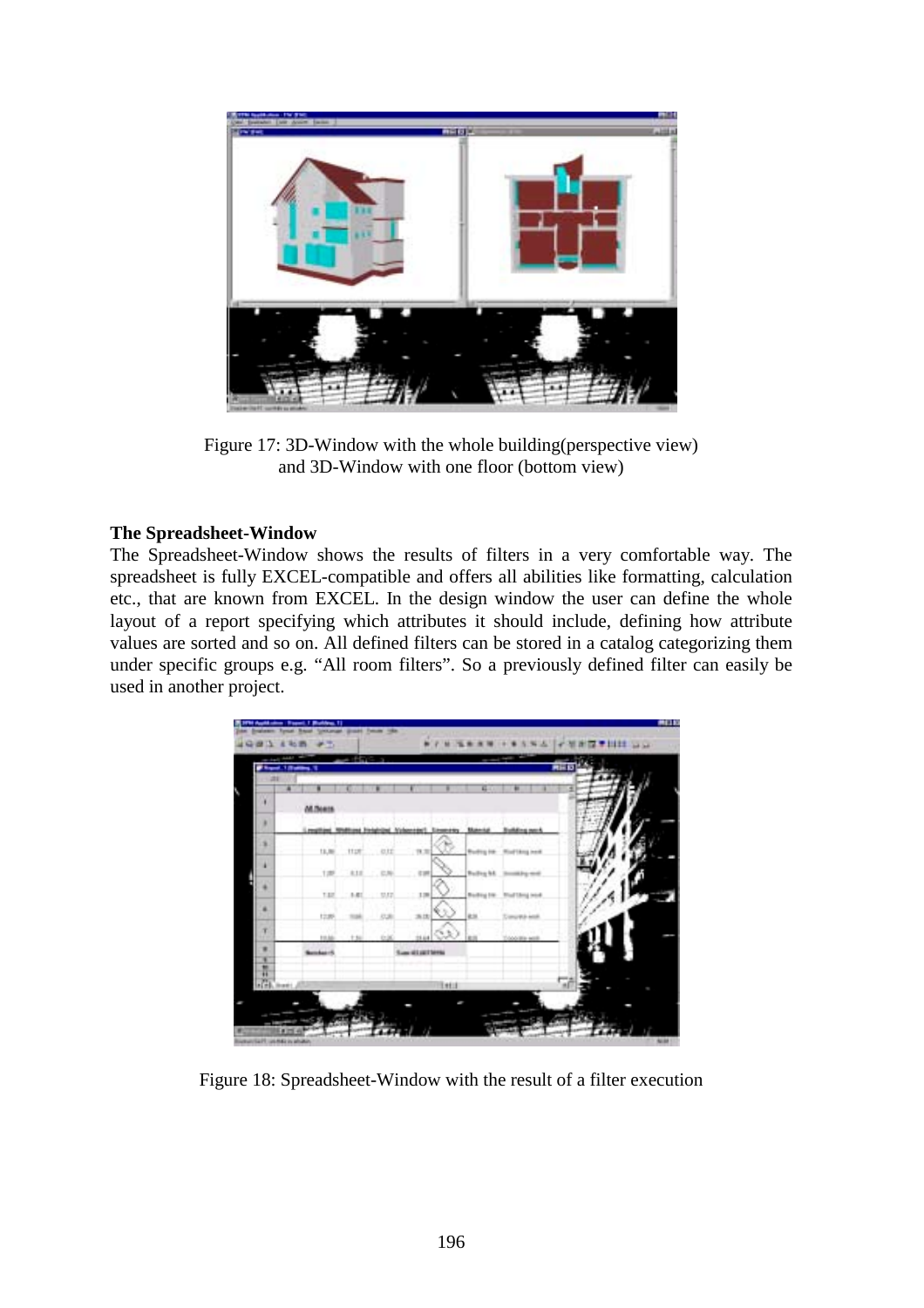Figure 17: 3D-Window with the whole building(perspective view) and 3D-Window with one floor (bottom view)

**The Spreadsheet-Window**

The Spreadsheet-Window shows the results of filters in a very comfortable way. The spreadsheet is fully EXCEL-compatible and offers all abilities like formatting, calculation etc., that are known from EXCEL. In the design window the user can define the whole layout of a report specifying which attributes it should include, defining how attribute values are sorted and so on. All defined filters can be stored in a catalog categorizing them under specific groups e.g. "All room filters". So a previously defined filter can easily be used in another project.

Figure 18: Spreadsheet-Window with the result of a filter execution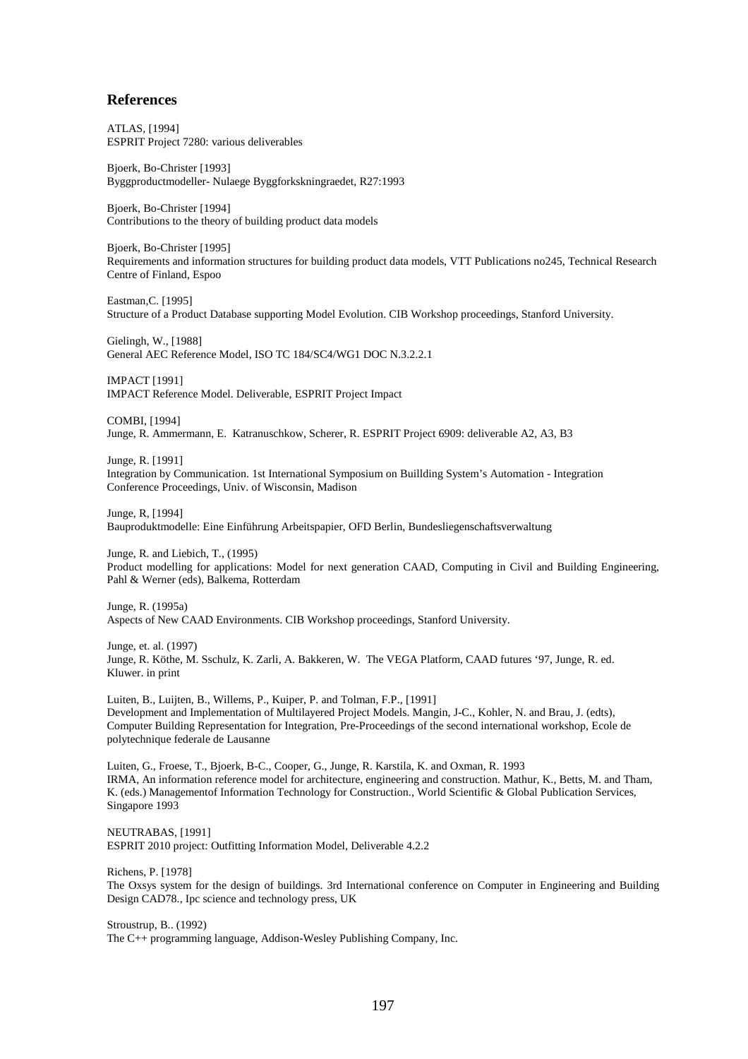## References

ATLAS, [1994]
ESPRIT Project 7280: various deliverables

Bjoerk, Bo-Christer [1993]
Byggproductmodeller- Nulaege Byggforkskningraedet, R27:1993

Bjoerk, Bo-Christer [1994]
Contributions to the theory of building product data models

Bjoerk, Bo-Christer [1995]
Requirements and information structures for building product data models, VTT Publications no245, Technical Research Centre of Finland, Espoo

Eastman,C. [1995]
Structure of a Product Database supporting Model Evolution. CIB Workshop proceedings, Stanford University.

Gielingh, W., [1988]
General AEC Reference Model, ISO TC 184/SC4/WG1 DOC N.3.2.2.1

IMPACT [1991]
IMPACT Reference Model. Deliverable, ESPRIT Project Impact

COMBI, [1994]
Junge, R. Ammermann, E. Katranuschkow, Scherer, R. ESPRIT Project 6909: deliverable A2, A3, B3

Junge, R. [1991]
Integration by Communication. 1st International Symposium on Buillding System's Automation - Integration Conference Proceedings, Univ. of Wisconsin, Madison

Junge, R, [1994]
Bauproduktmodelle: Eine Einführung Arbeitspapier, OFD Berlin, Bundesliegenschaftsverwaltung

Junge, R. and Liebich, T., (1995)
Product modelling for applications: Model for next generation CAAD, Computing in Civil and Building Engineering, Pahl & Werner (eds), Balkema, Rotterdam

Junge, R. (1995a)
Aspects of New CAAD Environments. CIB Workshop proceedings, Stanford University.

Junge, et. al. (1997)
Junge, R. Köthe, M. Sschulz, K. Zarli, A. Bakkeren, W. The VEGA Platform, CAAD futures '97, Junge, R. ed. Kluwer. in print

Luiten, B., Luijten, B., Willems, P., Kuiper, P. and Tolman, F.P., [1991]
Development and Implementation of Multilayered Project Models. Mangin, J-C., Kohler, N. and Brau, J. (edts), Computer Building Representation for Integration, Pre-Proceedings of the second international workshop, Ecole de polytechnique federale de Lausanne

Luiten, G., Froese, T., Bjoerk, B-C., Cooper, G., Junge, R. Karstila, K. and Oxman, R. 1993
IRMA, An information reference model for architecture, engineering and construction. Mathur, K., Betts, M. and Tham, K. (eds.) Managementof Information Technology for Construction., World Scientific & Global Publication Services, Singapore 1993

NEUTRABAS, [1991]
ESPRIT 2010 project: Outfitting Information Model, Deliverable 4.2.2

Richens, P. [1978]
The Oxsys system for the design of buildings. 3rd International conference on Computer in Engineering and Building Design CAD78., Ipc science and technology press, UK

Stroustrup, B.. (1992)
The C++ programming language, Addison-Wesley Publishing Company, Inc.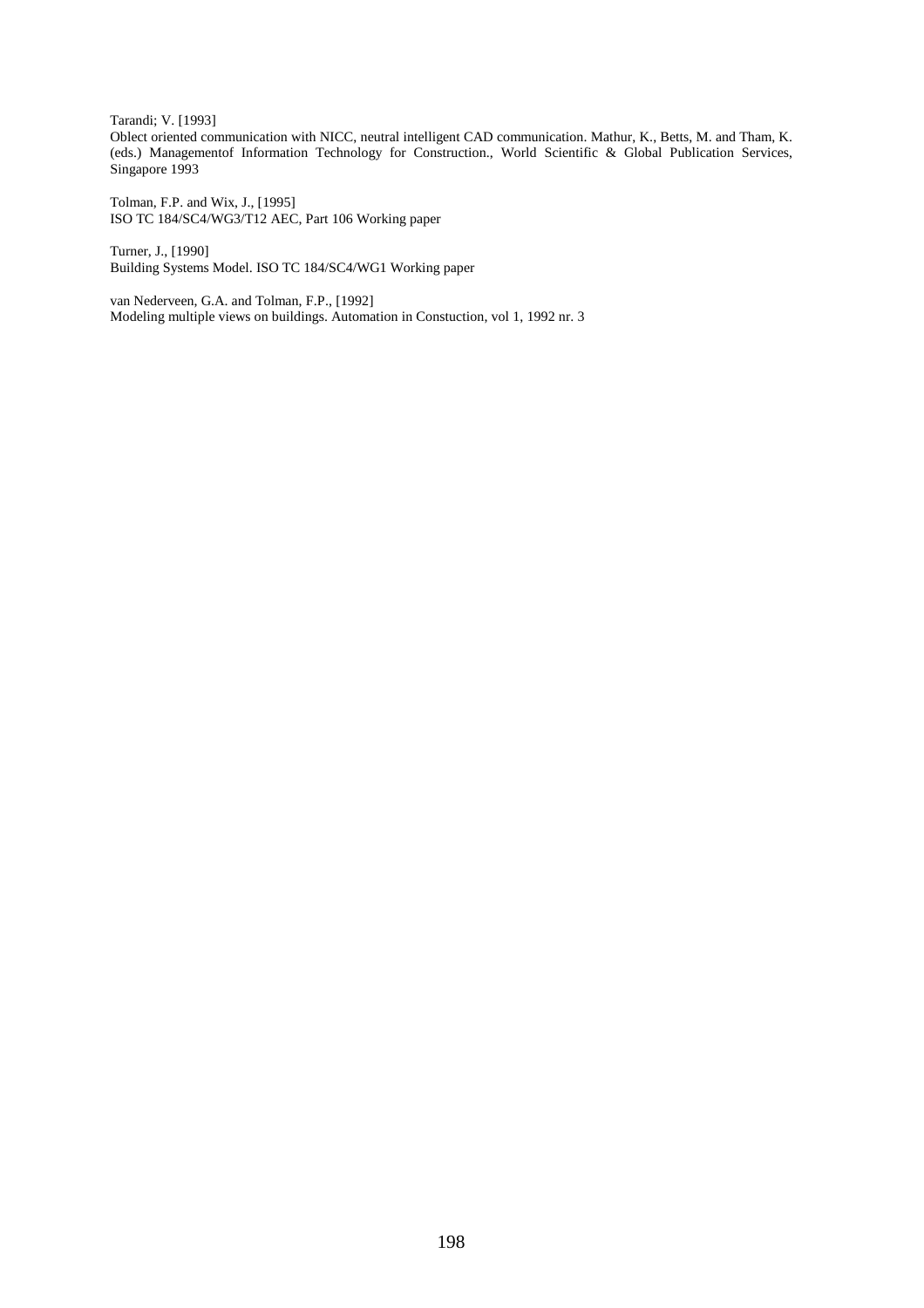Tarandi; V. [1993]
Oblect oriented communication with NICC, neutral intelligent CAD communication. Mathur, K., Betts, M. and Tham, K. (eds.) Managementof Information Technology for Construction., World Scientific & Global Publication Services, Singapore 1993

Tolman, F.P. and Wix, J., [1995]
ISO TC 184/SC4/WG3/T12 AEC, Part 106 Working paper

Turner, J., [1990]
Building Systems Model. ISO TC 184/SC4/WG1 Working paper

van Nederveen, G.A. and Tolman, F.P., [1992]
Modeling multiple views on buildings. Automation in Constuction, vol 1, 1992 nr. 3